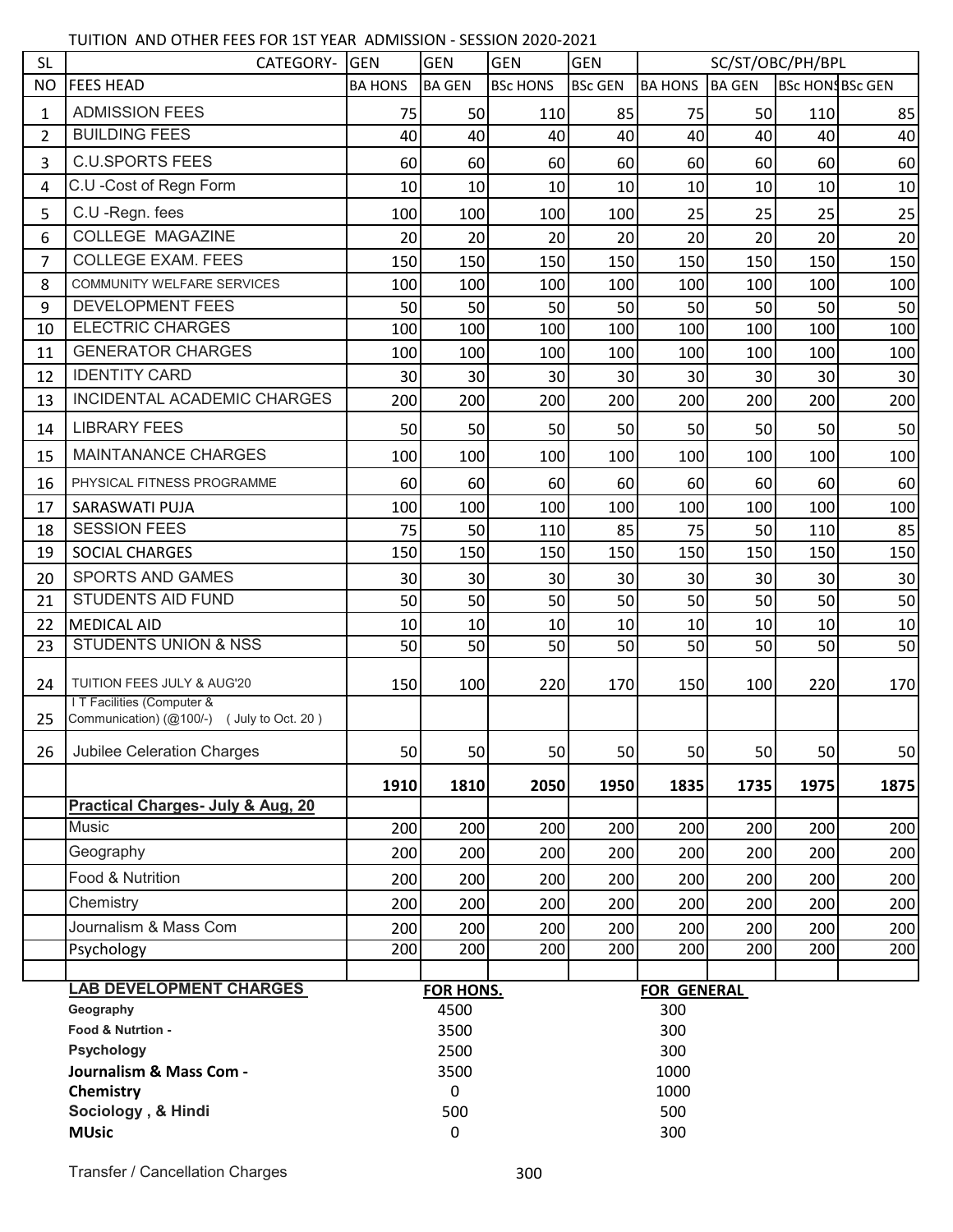TUITION AND OTHER FEES FOR 1ST YEAR ADMISSION - SESSION 2020-2021

| SL | CATEGORY- | GEN | GEN | GEN | GEN | SC/ST/OBC/PH/BPL | | | |
|---|---|---|---|---|---|---|---|---|---|
| NO | FEES HEAD | BA HONS | BA GEN | BSc HONS | BSc GEN | BA HONS | BA GEN | BSc HONS | BSc GEN |
| 1 | ADMISSION FEES | 75 | 50 | 110 | 85 | 75 | 50 | 110 | 85 |
| 2 | BUILDING FEES | 40 | 40 | 40 | 40 | 40 | 40 | 40 | 40 |
| 3 | C.U.SPORTS FEES | 60 | 60 | 60 | 60 | 60 | 60 | 60 | 60 |
| 4 | C.U -Cost of Regn Form | 10 | 10 | 10 | 10 | 10 | 10 | 10 | 10 |
| 5 | C.U -Regn. fees | 100 | 100 | 100 | 100 | 25 | 25 | 25 | 25 |
| 6 | COLLEGE MAGAZINE | 20 | 20 | 20 | 20 | 20 | 20 | 20 | 20 |
| 7 | COLLEGE EXAM. FEES | 150 | 150 | 150 | 150 | 150 | 150 | 150 | 150 |
| 8 | COMMUNITY WELFARE SERVICES | 100 | 100 | 100 | 100 | 100 | 100 | 100 | 100 |
| 9 | DEVELOPMENT FEES | 50 | 50 | 50 | 50 | 50 | 50 | 50 | 50 |
| 10 | ELECTRIC CHARGES | 100 | 100 | 100 | 100 | 100 | 100 | 100 | 100 |
| 11 | GENERATOR CHARGES | 100 | 100 | 100 | 100 | 100 | 100 | 100 | 100 |
| 12 | IDENTITY CARD | 30 | 30 | 30 | 30 | 30 | 30 | 30 | 30 |
| 13 | INCIDENTAL ACADEMIC CHARGES | 200 | 200 | 200 | 200 | 200 | 200 | 200 | 200 |
| 14 | LIBRARY FEES | 50 | 50 | 50 | 50 | 50 | 50 | 50 | 50 |
| 15 | MAINTANANCE CHARGES | 100 | 100 | 100 | 100 | 100 | 100 | 100 | 100 |
| 16 | PHYSICAL FITNESS PROGRAMME | 60 | 60 | 60 | 60 | 60 | 60 | 60 | 60 |
| 17 | SARASWATI PUJA | 100 | 100 | 100 | 100 | 100 | 100 | 100 | 100 |
| 18 | SESSION FEES | 75 | 50 | 110 | 85 | 75 | 50 | 110 | 85 |
| 19 | SOCIAL CHARGES | 150 | 150 | 150 | 150 | 150 | 150 | 150 | 150 |
| 20 | SPORTS AND GAMES | 30 | 30 | 30 | 30 | 30 | 30 | 30 | 30 |
| 21 | STUDENTS AID FUND | 50 | 50 | 50 | 50 | 50 | 50 | 50 | 50 |
| 22 | MEDICAL AID | 10 | 10 | 10 | 10 | 10 | 10 | 10 | 10 |
| 23 | STUDENTS UNION & NSS | 50 | 50 | 50 | 50 | 50 | 50 | 50 | 50 |
| 24 | TUITION FEES JULY & AUG'20 | 150 | 100 | 220 | 170 | 150 | 100 | 220 | 170 |
| 25 | I T Facilities (Computer & Communication) (@100/-) ( July to Oct. 20 ) | | | | | | | | |
| 26 | Jubilee Celeration Charges | 50 | 50 | 50 | 50 | 50 | 50 | 50 | 50 |
| | | **1910** | **1810** | **2050** | **1950** | **1835** | **1735** | **1975** | **1875** |
| | **Practical Charges- July & Aug, 20** | | | | | | | | |
| | Music | 200 | 200 | 200 | 200 | 200 | 200 | 200 | 200 |
| | Geography | 200 | 200 | 200 | 200 | 200 | 200 | 200 | 200 |
| | Food & Nutrition | 200 | 200 | 200 | 200 | 200 | 200 | 200 | 200 |
| | Chemistry | 200 | 200 | 200 | 200 | 200 | 200 | 200 | 200 |
| | Journalism & Mass Com | 200 | 200 | 200 | 200 | 200 | 200 | 200 | 200 |
| | Psychology | 200 | 200 | 200 | 200 | 200 | 200 | 200 | 200 |

| LAB DEVELOPMENT CHARGES | FOR HONS. | FOR GENERAL |
|---|---|---|
| **Geography** | 4500 | 300 |
| **Food & Nutrtion -** | 3500 | 300 |
| **Psychology** | 2500 | 300 |
| **Journalism & Mass Com -** | 3500 | 1000 |
| **Chemistry** | 0 | 1000 |
| **Sociology , & Hindi** | 500 | 500 |
| **MUsic** | 0 | 300 |

Transfer / Cancellation Charges 300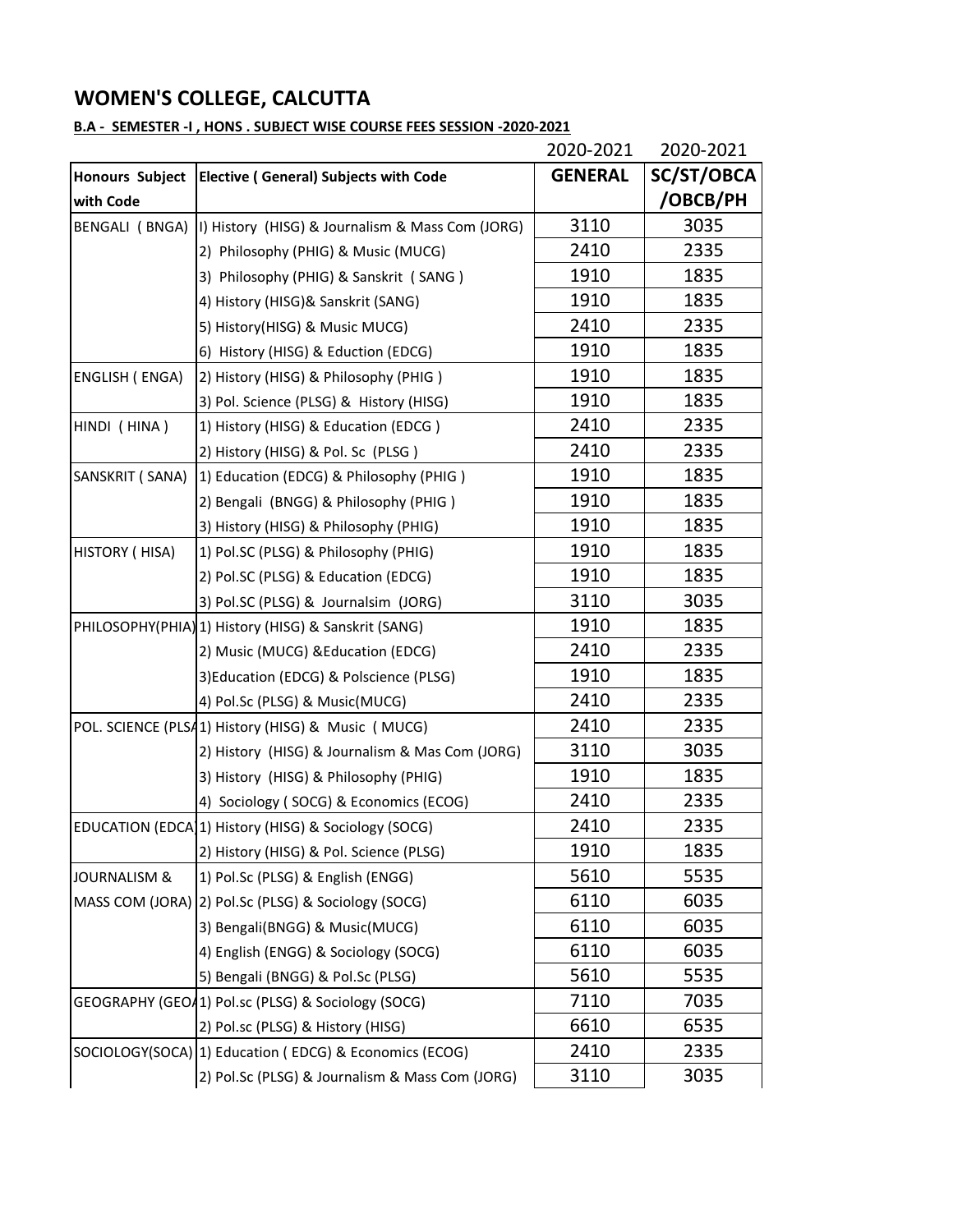# WOMEN'S COLLEGE, CALCUTTA

**B.A - SEMESTER -I , HONS . SUBJECT WISE COURSE FEES SESSION -2020-2021**

| | | 2020-2021 | 2020-2021 |
|---|---|---|---|
| **Honours Subject with Code** | **Elective ( General) Subjects with Code** | **GENERAL** | **SC/ST/OBCA /OBCB/PH** |
| BENGALI ( BNGA) | I) History (HISG) & Journalism & Mass Com (JORG) | 3110 | 3035 |
| | 2) Philosophy (PHIG) & Music (MUCG) | 2410 | 2335 |
| | 3) Philosophy (PHIG) & Sanskrit ( SANG ) | 1910 | 1835 |
| | 4) History (HISG)& Sanskrit (SANG) | 1910 | 1835 |
| | 5) History(HISG) & Music MUCG) | 2410 | 2335 |
| | 6) History (HISG) & Eduction (EDCG) | 1910 | 1835 |
| ENGLISH ( ENGA) | 2) History (HISG) & Philosophy (PHIG ) | 1910 | 1835 |
| | 3) Pol. Science (PLSG) & History (HISG) | 1910 | 1835 |
| HINDI ( HINA ) | 1) History (HISG) & Education (EDCG ) | 2410 | 2335 |
| | 2) History (HISG) & Pol. Sc (PLSG ) | 2410 | 2335 |
| SANSKRIT ( SANA) | 1) Education (EDCG) & Philosophy (PHIG ) | 1910 | 1835 |
| | 2) Bengali (BNGG) & Philosophy (PHIG ) | 1910 | 1835 |
| | 3) History (HISG) & Philosophy (PHIG) | 1910 | 1835 |
| HISTORY ( HISA) | 1) Pol.SC (PLSG) & Philosophy (PHIG) | 1910 | 1835 |
| | 2) Pol.SC (PLSG) & Education (EDCG) | 1910 | 1835 |
| | 3) Pol.SC (PLSG) & Journalsim (JORG) | 3110 | 3035 |
| PHILOSOPHY(PHIA) | 1) History (HISG) & Sanskrit (SANG) | 1910 | 1835 |
| | 2) Music (MUCG) &Education (EDCG) | 2410 | 2335 |
| | 3)Education (EDCG) & Polscience (PLSG) | 1910 | 1835 |
| | 4) Pol.Sc (PLSG) & Music(MUCG) | 2410 | 2335 |
| POL. SCIENCE (PLSA | 1) History (HISG) & Music ( MUCG) | 2410 | 2335 |
| | 2) History (HISG) & Journalism & Mas Com (JORG) | 3110 | 3035 |
| | 3) History (HISG) & Philosophy (PHIG) | 1910 | 1835 |
| | 4) Sociology ( SOCG) & Economics (ECOG) | 2410 | 2335 |
| EDUCATION (EDCA | 1) History (HISG) & Sociology (SOCG) | 2410 | 2335 |
| | 2) History (HISG) & Pol. Science (PLSG) | 1910 | 1835 |
| JOURNALISM & MASS COM (JORA) | 1) Pol.Sc (PLSG) & English (ENGG) | 5610 | 5535 |
| | 2) Pol.Sc (PLSG) & Sociology (SOCG) | 6110 | 6035 |
| | 3) Bengali(BNGG) & Music(MUCG) | 6110 | 6035 |
| | 4) English (ENGG) & Sociology (SOCG) | 6110 | 6035 |
| | 5) Bengali (BNGG) & Pol.Sc (PLSG) | 5610 | 5535 |
| GEOGRAPHY (GEO | 1) Pol.sc (PLSG) & Sociology (SOCG) | 7110 | 7035 |
| | 2) Pol.sc (PLSG) & History (HISG) | 6610 | 6535 |
| SOCIOLOGY(SOCA) | 1) Education ( EDCG) & Economics (ECOG) | 2410 | 2335 |
| | 2) Pol.Sc (PLSG) & Journalism & Mass Com (JORG) | 3110 | 3035 |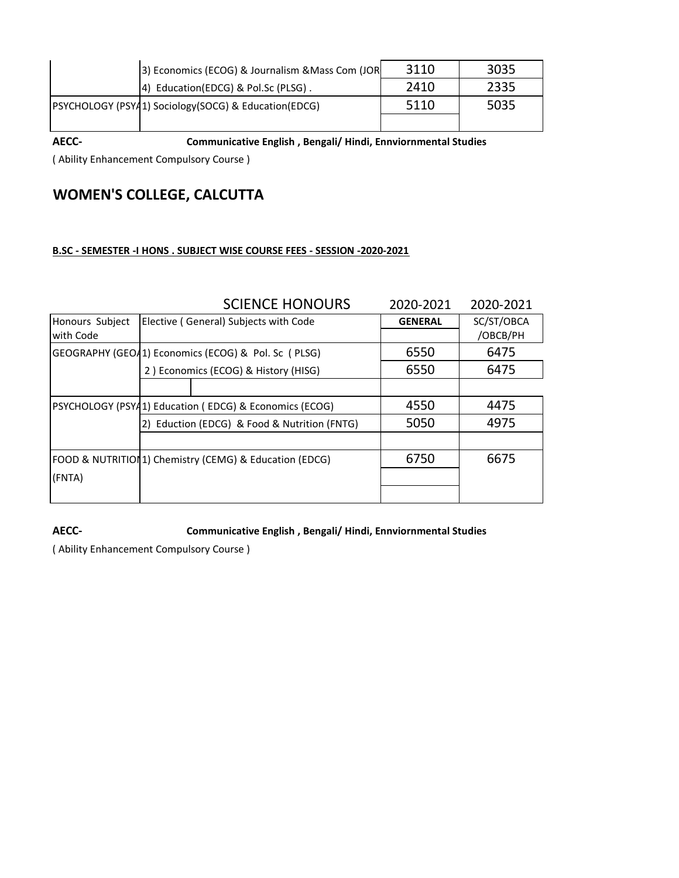| | | | |
|---|---|---|---|
| | 3) Economics (ECOG) & Journalism &Mass Com (JOR | 3110 | 3035 |
| | 4) Education(EDCG) & Pol.Sc (PLSG) . | 2410 | 2335 |
| PSYCHOLOGY (PSYA | 1) Sociology(SOCG) & Education(EDCG) | 5110 | 5035 |
| | | | |

**AECC-** **Communicative English , Bengali/ Hindi, Ennviornmental Studies**

( Ability Enhancement Compulsory Course )

## WOMEN'S COLLEGE, CALCUTTA

**B.SC - SEMESTER -I HONS . SUBJECT WISE COURSE FEES - SESSION -2020-2021**

| | SCIENCE HONOURS | 2020-2021 | 2020-2021 |
|---|---|---|---|
| Honours Subject with Code | Elective ( General) Subjects with Code | **GENERAL** | SC/ST/OBCA /OBCB/PH |
| GEOGRAPHY (GEOA | 1) Economics (ECOG) & Pol. Sc ( PLSG) | 6550 | 6475 |
| | 2 ) Economics (ECOG) & History (HISG) | 6550 | 6475 |
| | | | |
| PSYCHOLOGY (PSYA | 1) Education ( EDCG) & Economics (ECOG) | 4550 | 4475 |
| | 2) Eduction (EDCG) & Food & Nutrition (FNTG) | 5050 | 4975 |
| | | | |
| FOOD & NUTRITION (FNTA) | 1) Chemistry (CEMG) & Education (EDCG) | 6750 | 6675 |
| | | | |

**AECC-** **Communicative English , Bengali/ Hindi, Ennviornmental Studies**

( Ability Enhancement Compulsory Course )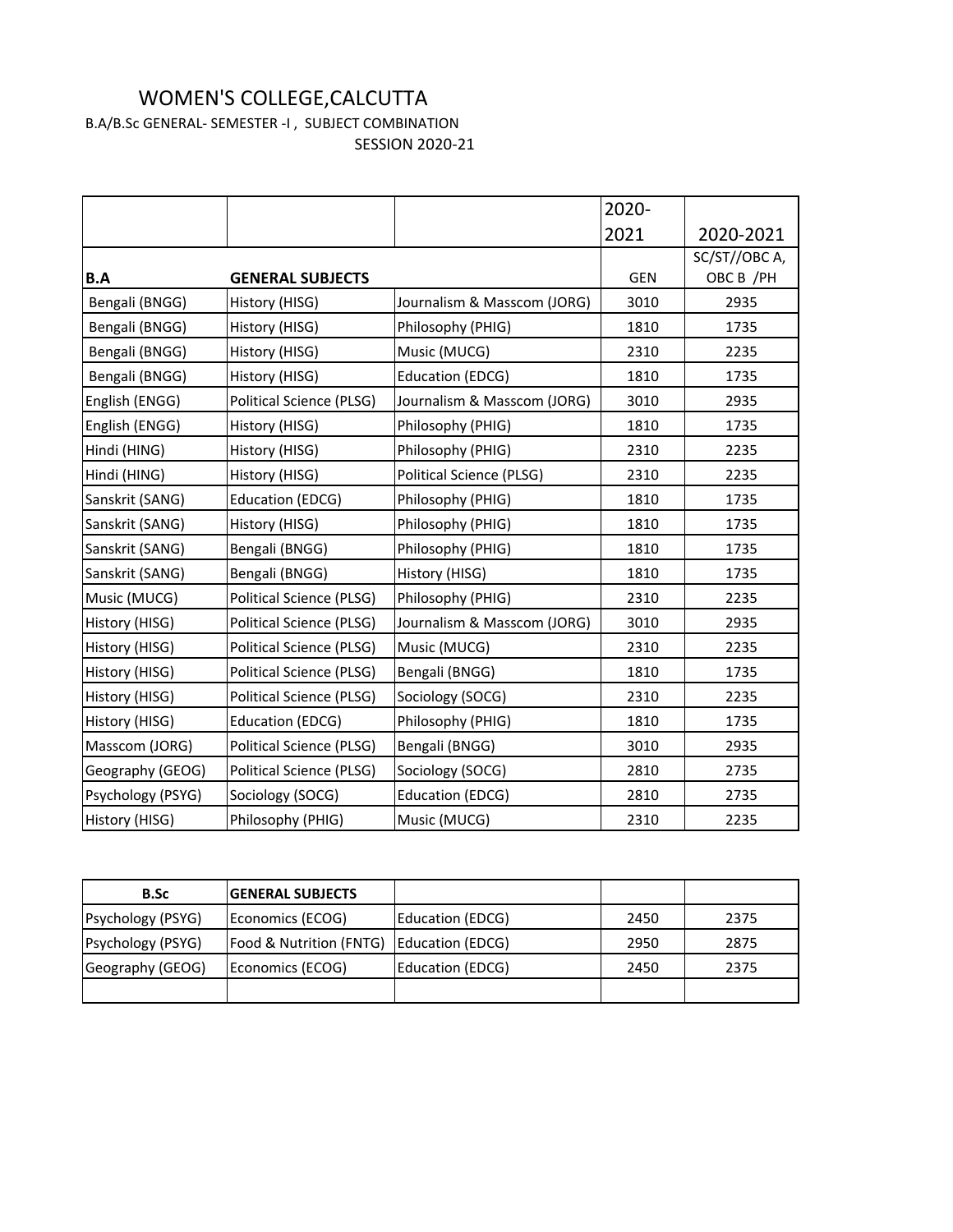# WOMEN'S COLLEGE,CALCUTTA

B.A/B.Sc GENERAL- SEMESTER -I , SUBJECT COMBINATION

SESSION 2020-21

| | | | 2020-2021 | 2020-2021 |
|---|---|---|---|---|
| **B.A** | **GENERAL SUBJECTS** | | GEN | SC/ST//OBC A, OBC B /PH |
| Bengali (BNGG) | History (HISG) | Journalism & Masscom (JORG) | 3010 | 2935 |
| Bengali (BNGG) | History (HISG) | Philosophy (PHIG) | 1810 | 1735 |
| Bengali (BNGG) | History (HISG) | Music (MUCG) | 2310 | 2235 |
| Bengali (BNGG) | History (HISG) | Education (EDCG) | 1810 | 1735 |
| English (ENGG) | Political Science (PLSG) | Journalism & Masscom (JORG) | 3010 | 2935 |
| English (ENGG) | History (HISG) | Philosophy (PHIG) | 1810 | 1735 |
| Hindi (HING) | History (HISG) | Philosophy (PHIG) | 2310 | 2235 |
| Hindi (HING) | History (HISG) | Political Science (PLSG) | 2310 | 2235 |
| Sanskrit (SANG) | Education (EDCG) | Philosophy (PHIG) | 1810 | 1735 |
| Sanskrit (SANG) | History (HISG) | Philosophy (PHIG) | 1810 | 1735 |
| Sanskrit (SANG) | Bengali (BNGG) | Philosophy (PHIG) | 1810 | 1735 |
| Sanskrit (SANG) | Bengali (BNGG) | History (HISG) | 1810 | 1735 |
| Music (MUCG) | Political Science (PLSG) | Philosophy (PHIG) | 2310 | 2235 |
| History (HISG) | Political Science (PLSG) | Journalism & Masscom (JORG) | 3010 | 2935 |
| History (HISG) | Political Science (PLSG) | Music (MUCG) | 2310 | 2235 |
| History (HISG) | Political Science (PLSG) | Bengali (BNGG) | 1810 | 1735 |
| History (HISG) | Political Science (PLSG) | Sociology (SOCG) | 2310 | 2235 |
| History (HISG) | Education (EDCG) | Philosophy (PHIG) | 1810 | 1735 |
| Masscom (JORG) | Political Science (PLSG) | Bengali (BNGG) | 3010 | 2935 |
| Geography (GEOG) | Political Science (PLSG) | Sociology (SOCG) | 2810 | 2735 |
| Psychology (PSYG) | Sociology (SOCG) | Education (EDCG) | 2810 | 2735 |
| History (HISG) | Philosophy (PHIG) | Music (MUCG) | 2310 | 2235 |

| **B.Sc** | **GENERAL SUBJECTS** | | | |
|---|---|---|---|---|
| Psychology (PSYG) | Economics (ECOG) | Education (EDCG) | 2450 | 2375 |
| Psychology (PSYG) | Food & Nutrition (FNTG) | Education (EDCG) | 2950 | 2875 |
| Geography (GEOG) | Economics (ECOG) | Education (EDCG) | 2450 | 2375 |
| | | | | |